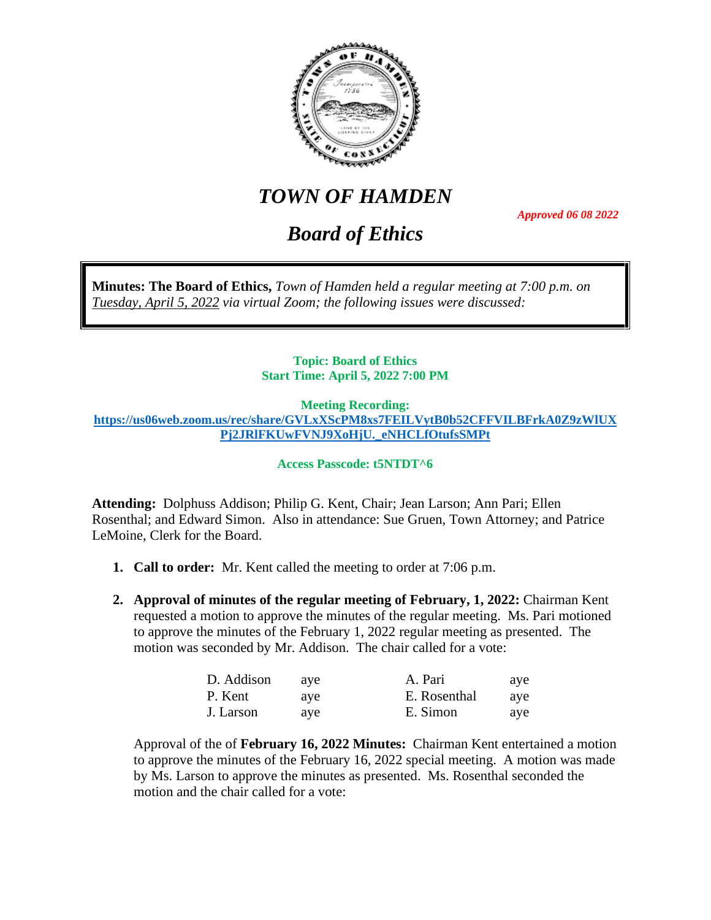# *TOWN OF HAMDEN*

***Approved 06 08 2022***

# *Board of Ethics*

**Minutes: The Board of Ethics,** *Town of Hamden held a regular meeting at 7:00 p.m. on Tuesday, April 5, 2022 via virtual Zoom; the following issues were discussed:*

**Topic: Board of Ethics**
**Start Time: April 5, 2022 7:00 PM**

**Meeting Recording:**
**https://us06web.zoom.us/rec/share/GVLxXScPM8xs7FEILVytB0b52CFFVILBFrkA0Z9zWlUXPj2JRlFKUwFVNJ9XoHjU._eNHCLfOtufsSMPt**

**Access Passcode: t5NTDT^6**

**Attending:** Dolphuss Addison; Philip G. Kent, Chair; Jean Larson; Ann Pari; Ellen Rosenthal; and Edward Simon. Also in attendance: Sue Gruen, Town Attorney; and Patrice LeMoine, Clerk for the Board.

1. **Call to order:** Mr. Kent called the meeting to order at 7:06 p.m.

2. **Approval of minutes of the regular meeting of February, 1, 2022:** Chairman Kent requested a motion to approve the minutes of the regular meeting. Ms. Pari motioned to approve the minutes of the February 1, 2022 regular meeting as presented. The motion was seconded by Mr. Addison. The chair called for a vote:

| | | | |
|---|---|---|---|
| D. Addison | aye | A. Pari | aye |
| P. Kent | aye | E. Rosenthal | aye |
| J. Larson | aye | E. Simon | aye |

   Approval of the of **February 16, 2022 Minutes:** Chairman Kent entertained a motion to approve the minutes of the February 16, 2022 special meeting. A motion was made by Ms. Larson to approve the minutes as presented. Ms. Rosenthal seconded the motion and the chair called for a vote: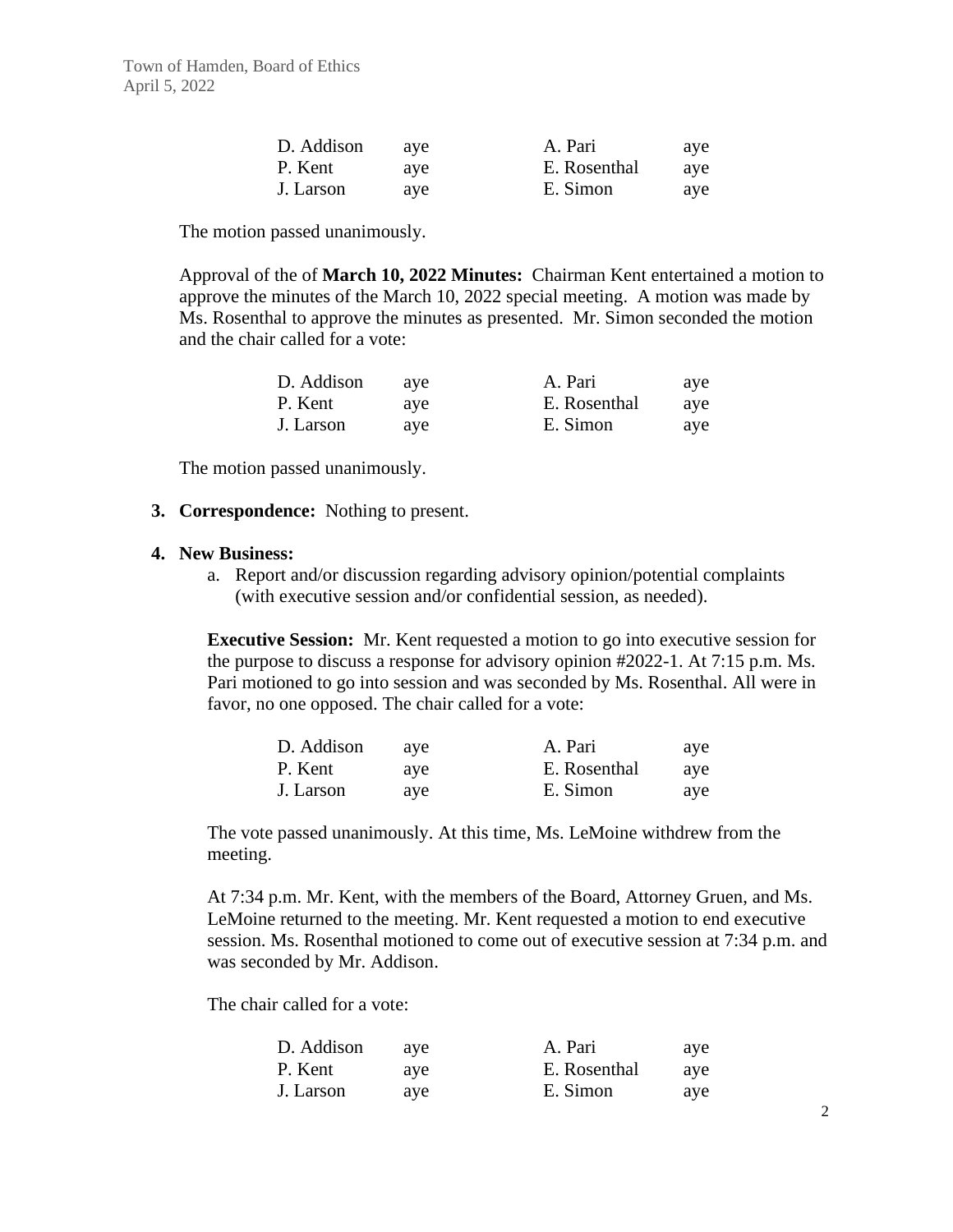| | | | |
|---|---|---|---|
| D. Addison | aye | A. Pari | aye |
| P. Kent | aye | E. Rosenthal | aye |
| J. Larson | aye | E. Simon | aye |

The motion passed unanimously.

Approval of the of **March 10, 2022 Minutes:** Chairman Kent entertained a motion to approve the minutes of the March 10, 2022 special meeting. A motion was made by Ms. Rosenthal to approve the minutes as presented. Mr. Simon seconded the motion and the chair called for a vote:

| | | | |
|---|---|---|---|
| D. Addison | aye | A. Pari | aye |
| P. Kent | aye | E. Rosenthal | aye |
| J. Larson | aye | E. Simon | aye |

The motion passed unanimously.

3. **Correspondence:** Nothing to present.

4. **New Business:**
   a. Report and/or discussion regarding advisory opinion/potential complaints (with executive session and/or confidential session, as needed).

**Executive Session:** Mr. Kent requested a motion to go into executive session for the purpose to discuss a response for advisory opinion #2022-1. At 7:15 p.m. Ms. Pari motioned to go into session and was seconded by Ms. Rosenthal. All were in favor, no one opposed. The chair called for a vote:

| | | | |
|---|---|---|---|
| D. Addison | aye | A. Pari | aye |
| P. Kent | aye | E. Rosenthal | aye |
| J. Larson | aye | E. Simon | aye |

The vote passed unanimously. At this time, Ms. LeMoine withdrew from the meeting.

At 7:34 p.m. Mr. Kent, with the members of the Board, Attorney Gruen, and Ms. LeMoine returned to the meeting. Mr. Kent requested a motion to end executive session. Ms. Rosenthal motioned to come out of executive session at 7:34 p.m. and was seconded by Mr. Addison.

The chair called for a vote:

| | | | |
|---|---|---|---|
| D. Addison | aye | A. Pari | aye |
| P. Kent | aye | E. Rosenthal | aye |
| J. Larson | aye | E. Simon | aye |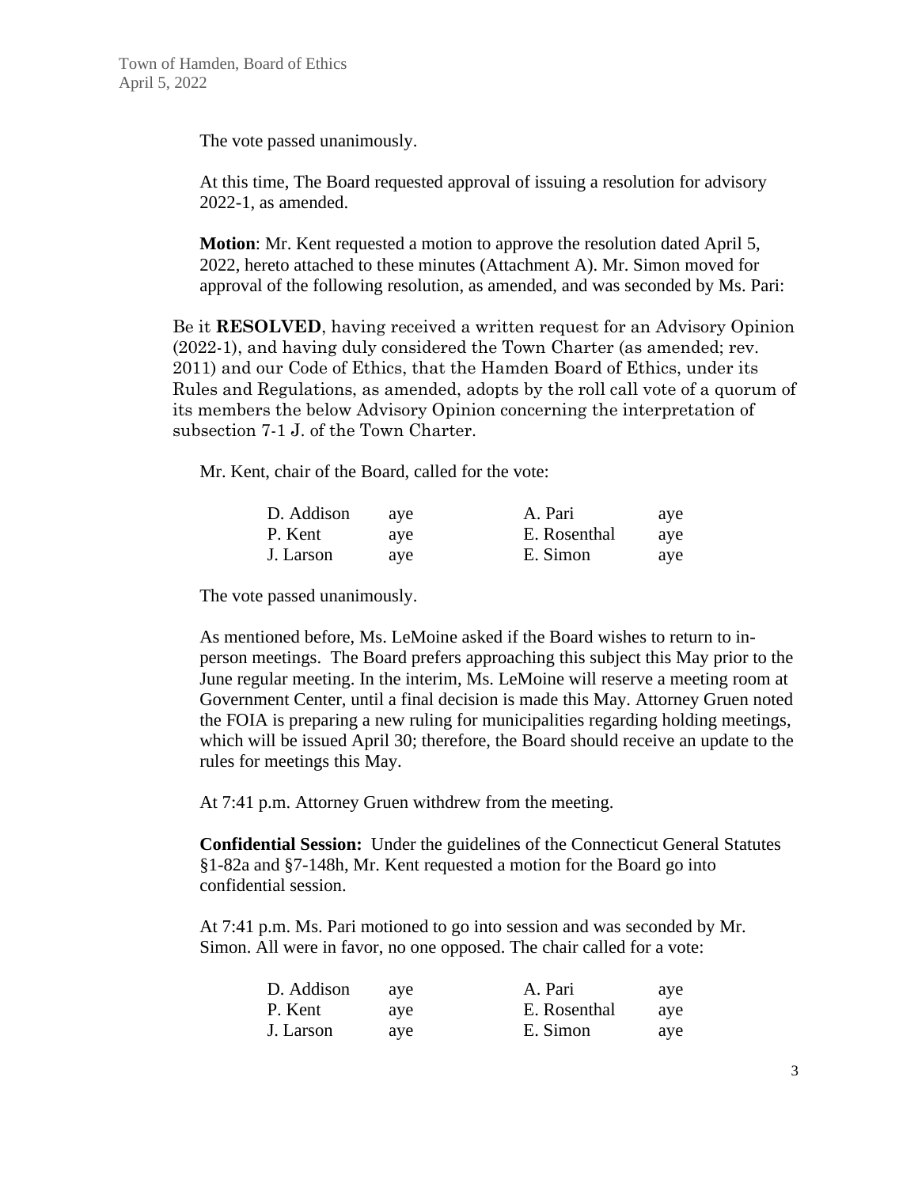The vote passed unanimously.

At this time, The Board requested approval of issuing a resolution for advisory 2022-1, as amended.

**Motion**: Mr. Kent requested a motion to approve the resolution dated April 5, 2022, hereto attached to these minutes (Attachment A). Mr. Simon moved for approval of the following resolution, as amended, and was seconded by Ms. Pari:

Be it **RESOLVED**, having received a written request for an Advisory Opinion (2022-1), and having duly considered the Town Charter (as amended; rev. 2011) and our Code of Ethics, that the Hamden Board of Ethics, under its Rules and Regulations, as amended, adopts by the roll call vote of a quorum of its members the below Advisory Opinion concerning the interpretation of subsection 7-1 J. of the Town Charter.

Mr. Kent, chair of the Board, called for the vote:

| | | | |
|---|---|---|---|
| D. Addison | aye | A. Pari | aye |
| P. Kent | aye | E. Rosenthal | aye |
| J. Larson | aye | E. Simon | aye |

The vote passed unanimously.

As mentioned before, Ms. LeMoine asked if the Board wishes to return to in-person meetings. The Board prefers approaching this subject this May prior to the June regular meeting. In the interim, Ms. LeMoine will reserve a meeting room at Government Center, until a final decision is made this May. Attorney Gruen noted the FOIA is preparing a new ruling for municipalities regarding holding meetings, which will be issued April 30; therefore, the Board should receive an update to the rules for meetings this May.

At 7:41 p.m. Attorney Gruen withdrew from the meeting.

**Confidential Session:** Under the guidelines of the Connecticut General Statutes §1-82a and §7-148h, Mr. Kent requested a motion for the Board go into confidential session.

At 7:41 p.m. Ms. Pari motioned to go into session and was seconded by Mr. Simon. All were in favor, no one opposed. The chair called for a vote:

| | | | |
|---|---|---|---|
| D. Addison | aye | A. Pari | aye |
| P. Kent | aye | E. Rosenthal | aye |
| J. Larson | aye | E. Simon | aye |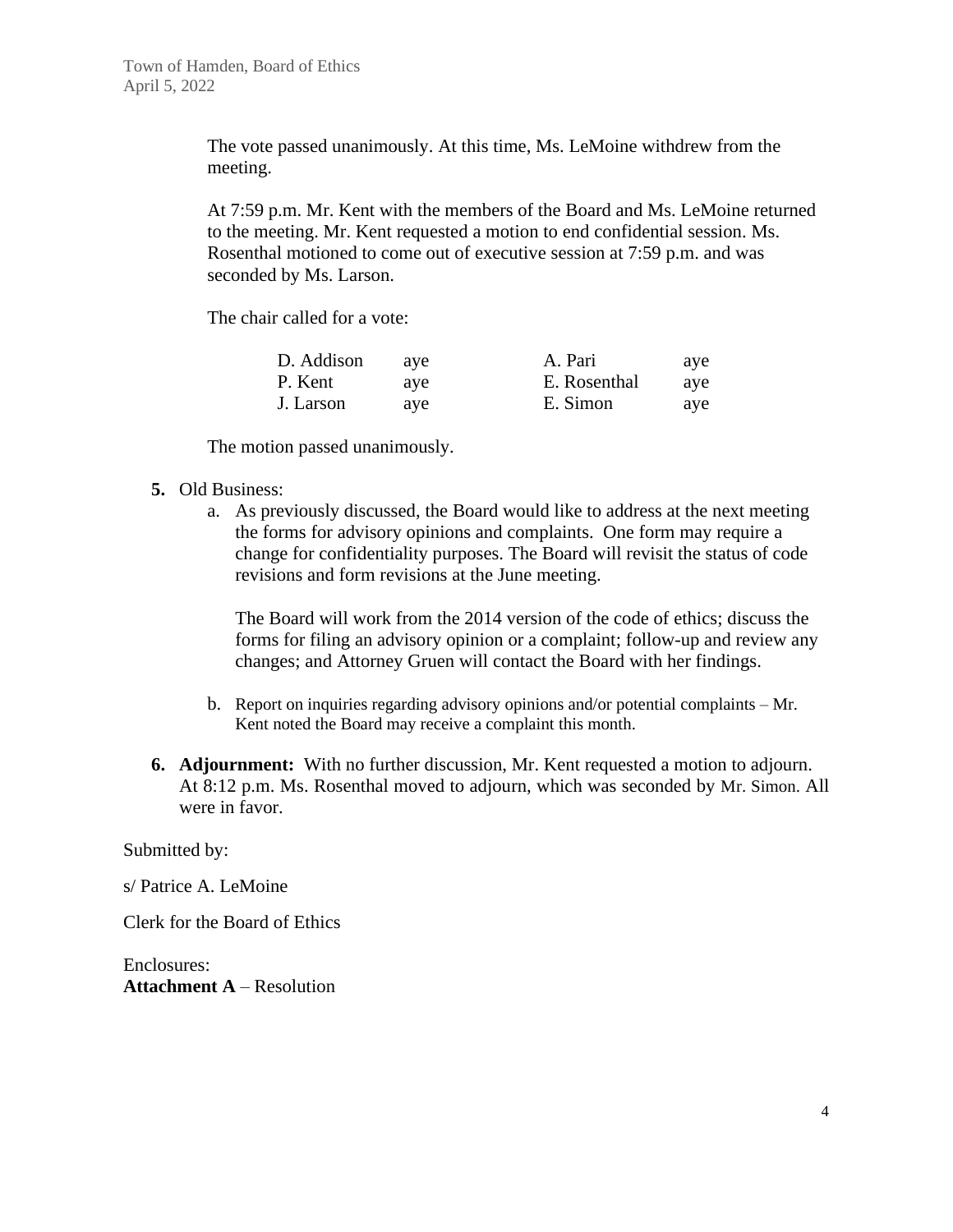The vote passed unanimously. At this time, Ms. LeMoine withdrew from the meeting.

At 7:59 p.m. Mr. Kent with the members of the Board and Ms. LeMoine returned to the meeting. Mr. Kent requested a motion to end confidential session. Ms. Rosenthal motioned to come out of executive session at 7:59 p.m. and was seconded by Ms. Larson.

The chair called for a vote:

| | | | |
|---|---|---|---|
| D. Addison | aye | A. Pari | aye |
| P. Kent | aye | E. Rosenthal | aye |
| J. Larson | aye | E. Simon | aye |

The motion passed unanimously.

5. Old Business:
   a. As previously discussed, the Board would like to address at the next meeting the forms for advisory opinions and complaints. One form may require a change for confidentiality purposes. The Board will revisit the status of code revisions and form revisions at the June meeting.

      The Board will work from the 2014 version of the code of ethics; discuss the forms for filing an advisory opinion or a complaint; follow-up and review any changes; and Attorney Gruen will contact the Board with her findings.

   b. Report on inquiries regarding advisory opinions and/or potential complaints – Mr. Kent noted the Board may receive a complaint this month.

6. **Adjournment:** With no further discussion, Mr. Kent requested a motion to adjourn. At 8:12 p.m. Ms. Rosenthal moved to adjourn, which was seconded by Mr. Simon. All were in favor.

Submitted by:

s/ Patrice A. LeMoine

Clerk for the Board of Ethics

Enclosures:
**Attachment A** – Resolution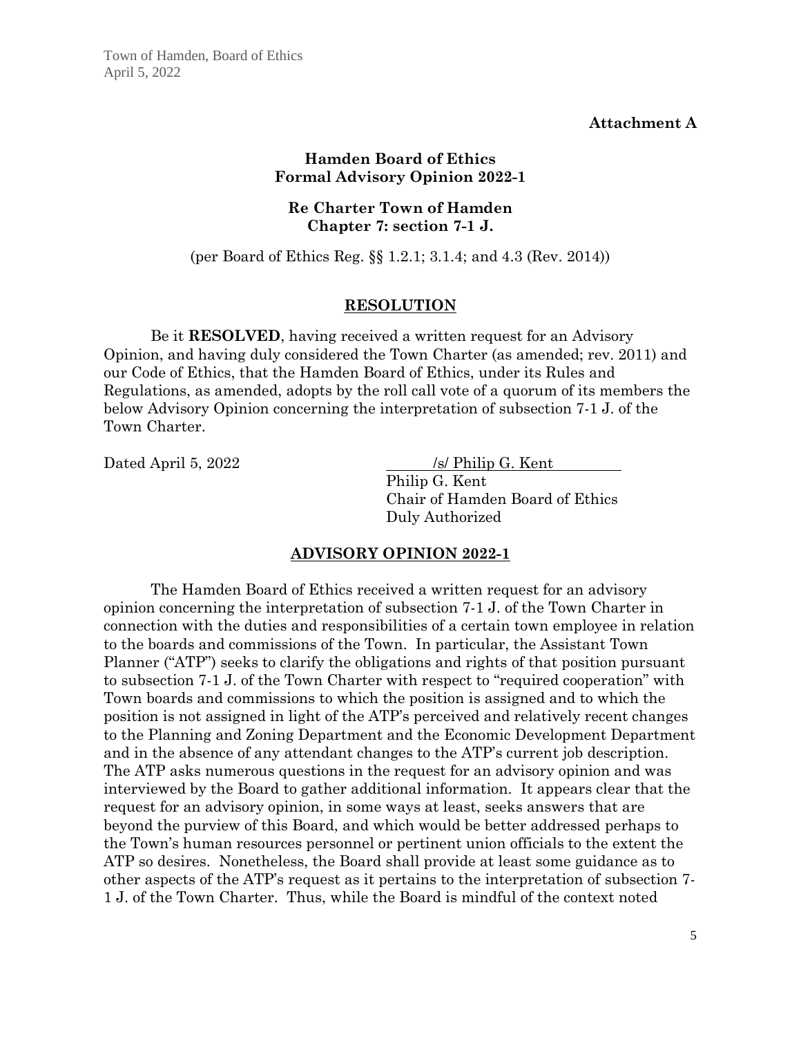**Attachment A**

**Hamden Board of Ethics**
**Formal Advisory Opinion 2022-1**

**Re Charter Town of Hamden**
**Chapter 7: section 7-1 J.**

(per Board of Ethics Reg. §§ 1.2.1; 3.1.4; and 4.3 (Rev. 2014))

## RESOLUTION

Be it **RESOLVED**, having received a written request for an Advisory Opinion, and having duly considered the Town Charter (as amended; rev. 2011) and our Code of Ethics, that the Hamden Board of Ethics, under its Rules and Regulations, as amended, adopts by the roll call vote of a quorum of its members the below Advisory Opinion concerning the interpretation of subsection 7-1 J. of the Town Charter.

Dated April 5, 2022

/s/ Philip G. Kent
Philip G. Kent
Chair of Hamden Board of Ethics
Duly Authorized

## ADVISORY OPINION 2022-1

The Hamden Board of Ethics received a written request for an advisory opinion concerning the interpretation of subsection 7-1 J. of the Town Charter in connection with the duties and responsibilities of a certain town employee in relation to the boards and commissions of the Town. In particular, the Assistant Town Planner ("ATP") seeks to clarify the obligations and rights of that position pursuant to subsection 7-1 J. of the Town Charter with respect to "required cooperation" with Town boards and commissions to which the position is assigned and to which the position is not assigned in light of the ATP's perceived and relatively recent changes to the Planning and Zoning Department and the Economic Development Department and in the absence of any attendant changes to the ATP's current job description. The ATP asks numerous questions in the request for an advisory opinion and was interviewed by the Board to gather additional information. It appears clear that the request for an advisory opinion, in some ways at least, seeks answers that are beyond the purview of this Board, and which would be better addressed perhaps to the Town's human resources personnel or pertinent union officials to the extent the ATP so desires. Nonetheless, the Board shall provide at least some guidance as to other aspects of the ATP's request as it pertains to the interpretation of subsection 7-1 J. of the Town Charter. Thus, while the Board is mindful of the context noted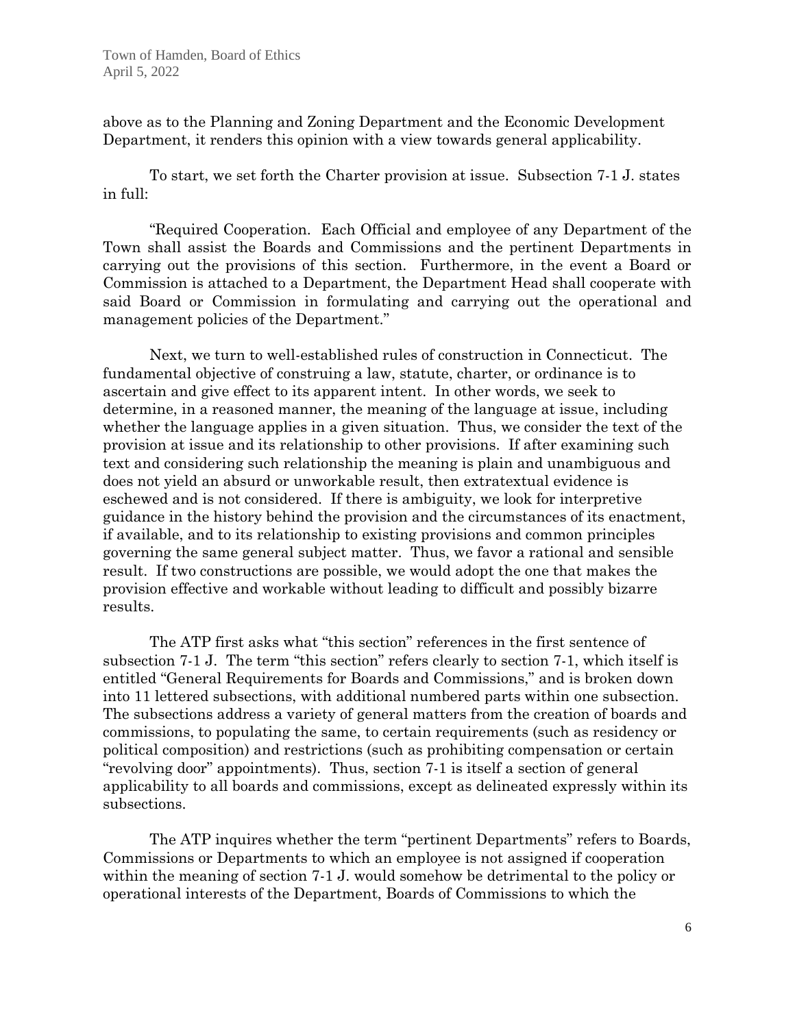above as to the Planning and Zoning Department and the Economic Development Department, it renders this opinion with a view towards general applicability.

To start, we set forth the Charter provision at issue. Subsection 7-1 J. states in full:

"Required Cooperation. Each Official and employee of any Department of the Town shall assist the Boards and Commissions and the pertinent Departments in carrying out the provisions of this section. Furthermore, in the event a Board or Commission is attached to a Department, the Department Head shall cooperate with said Board or Commission in formulating and carrying out the operational and management policies of the Department."

Next, we turn to well-established rules of construction in Connecticut. The fundamental objective of construing a law, statute, charter, or ordinance is to ascertain and give effect to its apparent intent. In other words, we seek to determine, in a reasoned manner, the meaning of the language at issue, including whether the language applies in a given situation. Thus, we consider the text of the provision at issue and its relationship to other provisions. If after examining such text and considering such relationship the meaning is plain and unambiguous and does not yield an absurd or unworkable result, then extratextual evidence is eschewed and is not considered. If there is ambiguity, we look for interpretive guidance in the history behind the provision and the circumstances of its enactment, if available, and to its relationship to existing provisions and common principles governing the same general subject matter. Thus, we favor a rational and sensible result. If two constructions are possible, we would adopt the one that makes the provision effective and workable without leading to difficult and possibly bizarre results.

The ATP first asks what "this section" references in the first sentence of subsection 7-1 J. The term "this section" refers clearly to section 7-1, which itself is entitled "General Requirements for Boards and Commissions," and is broken down into 11 lettered subsections, with additional numbered parts within one subsection. The subsections address a variety of general matters from the creation of boards and commissions, to populating the same, to certain requirements (such as residency or political composition) and restrictions (such as prohibiting compensation or certain "revolving door" appointments). Thus, section 7-1 is itself a section of general applicability to all boards and commissions, except as delineated expressly within its subsections.

The ATP inquires whether the term "pertinent Departments" refers to Boards, Commissions or Departments to which an employee is not assigned if cooperation within the meaning of section 7-1 J. would somehow be detrimental to the policy or operational interests of the Department, Boards of Commissions to which the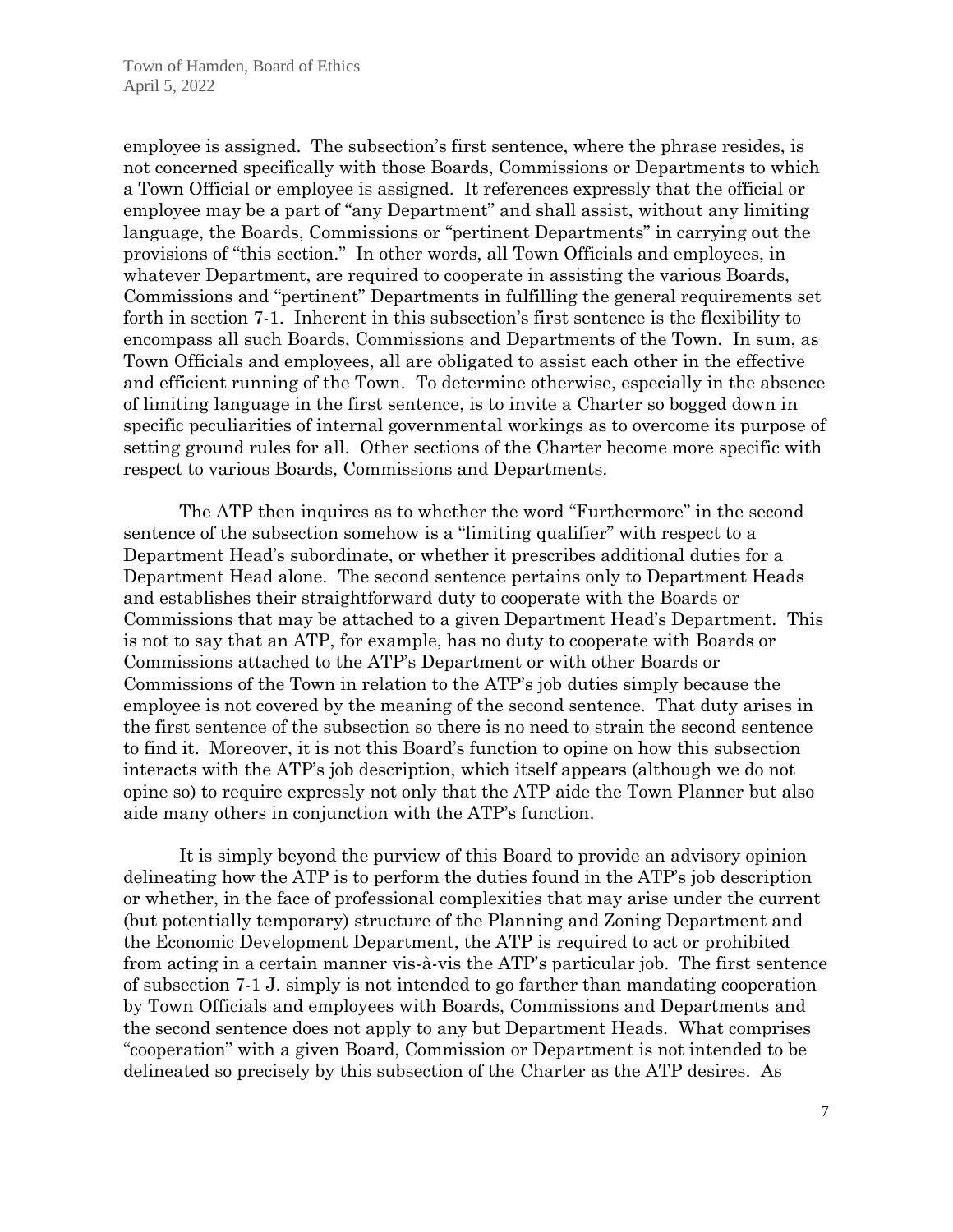employee is assigned. The subsection's first sentence, where the phrase resides, is not concerned specifically with those Boards, Commissions or Departments to which a Town Official or employee is assigned. It references expressly that the official or employee may be a part of "any Department" and shall assist, without any limiting language, the Boards, Commissions or "pertinent Departments" in carrying out the provisions of "this section." In other words, all Town Officials and employees, in whatever Department, are required to cooperate in assisting the various Boards, Commissions and "pertinent" Departments in fulfilling the general requirements set forth in section 7-1. Inherent in this subsection's first sentence is the flexibility to encompass all such Boards, Commissions and Departments of the Town. In sum, as Town Officials and employees, all are obligated to assist each other in the effective and efficient running of the Town. To determine otherwise, especially in the absence of limiting language in the first sentence, is to invite a Charter so bogged down in specific peculiarities of internal governmental workings as to overcome its purpose of setting ground rules for all. Other sections of the Charter become more specific with respect to various Boards, Commissions and Departments.

The ATP then inquires as to whether the word "Furthermore" in the second sentence of the subsection somehow is a "limiting qualifier" with respect to a Department Head's subordinate, or whether it prescribes additional duties for a Department Head alone. The second sentence pertains only to Department Heads and establishes their straightforward duty to cooperate with the Boards or Commissions that may be attached to a given Department Head's Department. This is not to say that an ATP, for example, has no duty to cooperate with Boards or Commissions attached to the ATP's Department or with other Boards or Commissions of the Town in relation to the ATP's job duties simply because the employee is not covered by the meaning of the second sentence. That duty arises in the first sentence of the subsection so there is no need to strain the second sentence to find it. Moreover, it is not this Board's function to opine on how this subsection interacts with the ATP's job description, which itself appears (although we do not opine so) to require expressly not only that the ATP aide the Town Planner but also aide many others in conjunction with the ATP's function.

It is simply beyond the purview of this Board to provide an advisory opinion delineating how the ATP is to perform the duties found in the ATP's job description or whether, in the face of professional complexities that may arise under the current (but potentially temporary) structure of the Planning and Zoning Department and the Economic Development Department, the ATP is required to act or prohibited from acting in a certain manner vis-à-vis the ATP's particular job. The first sentence of subsection 7-1 J. simply is not intended to go farther than mandating cooperation by Town Officials and employees with Boards, Commissions and Departments and the second sentence does not apply to any but Department Heads. What comprises "cooperation" with a given Board, Commission or Department is not intended to be delineated so precisely by this subsection of the Charter as the ATP desires. As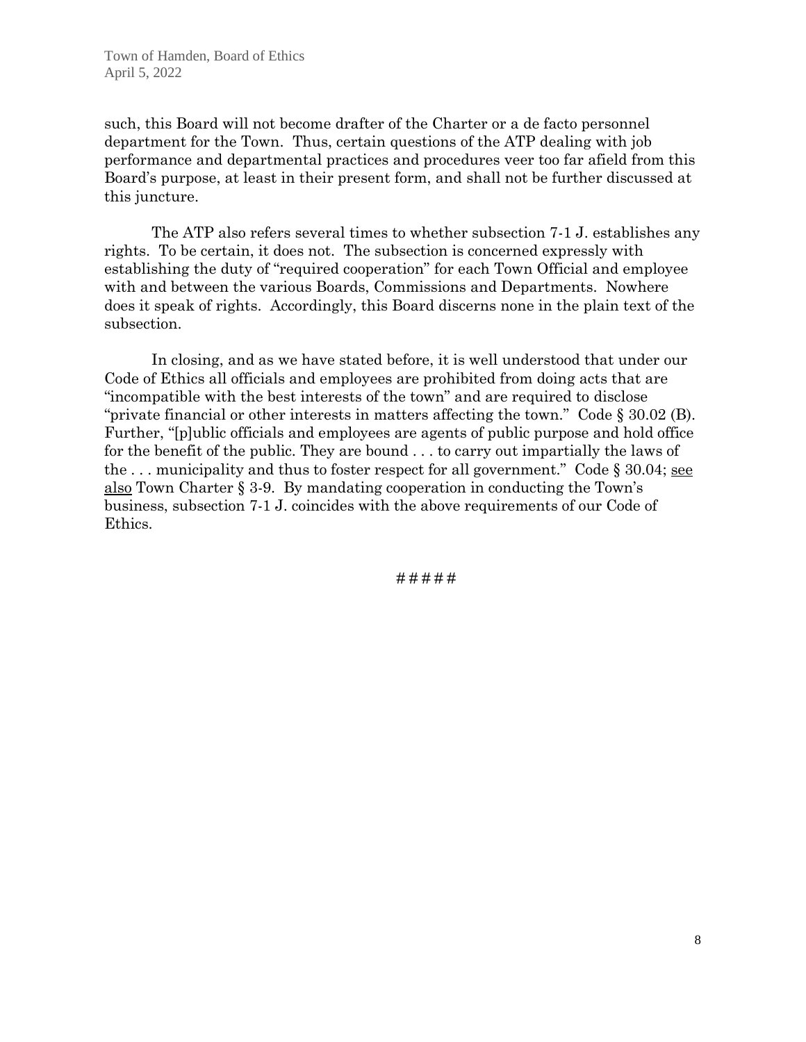such, this Board will not become drafter of the Charter or a de facto personnel department for the Town. Thus, certain questions of the ATP dealing with job performance and departmental practices and procedures veer too far afield from this Board's purpose, at least in their present form, and shall not be further discussed at this juncture.

The ATP also refers several times to whether subsection 7-1 J. establishes any rights. To be certain, it does not. The subsection is concerned expressly with establishing the duty of "required cooperation" for each Town Official and employee with and between the various Boards, Commissions and Departments. Nowhere does it speak of rights. Accordingly, this Board discerns none in the plain text of the subsection.

In closing, and as we have stated before, it is well understood that under our Code of Ethics all officials and employees are prohibited from doing acts that are "incompatible with the best interests of the town" and are required to disclose "private financial or other interests in matters affecting the town." Code § 30.02 (B). Further, "[p]ublic officials and employees are agents of public purpose and hold office for the benefit of the public. They are bound . . . to carry out impartially the laws of the . . . municipality and thus to foster respect for all government." Code § 30.04; see also Town Charter § 3-9. By mandating cooperation in conducting the Town's business, subsection 7-1 J. coincides with the above requirements of our Code of Ethics.

# # # # #